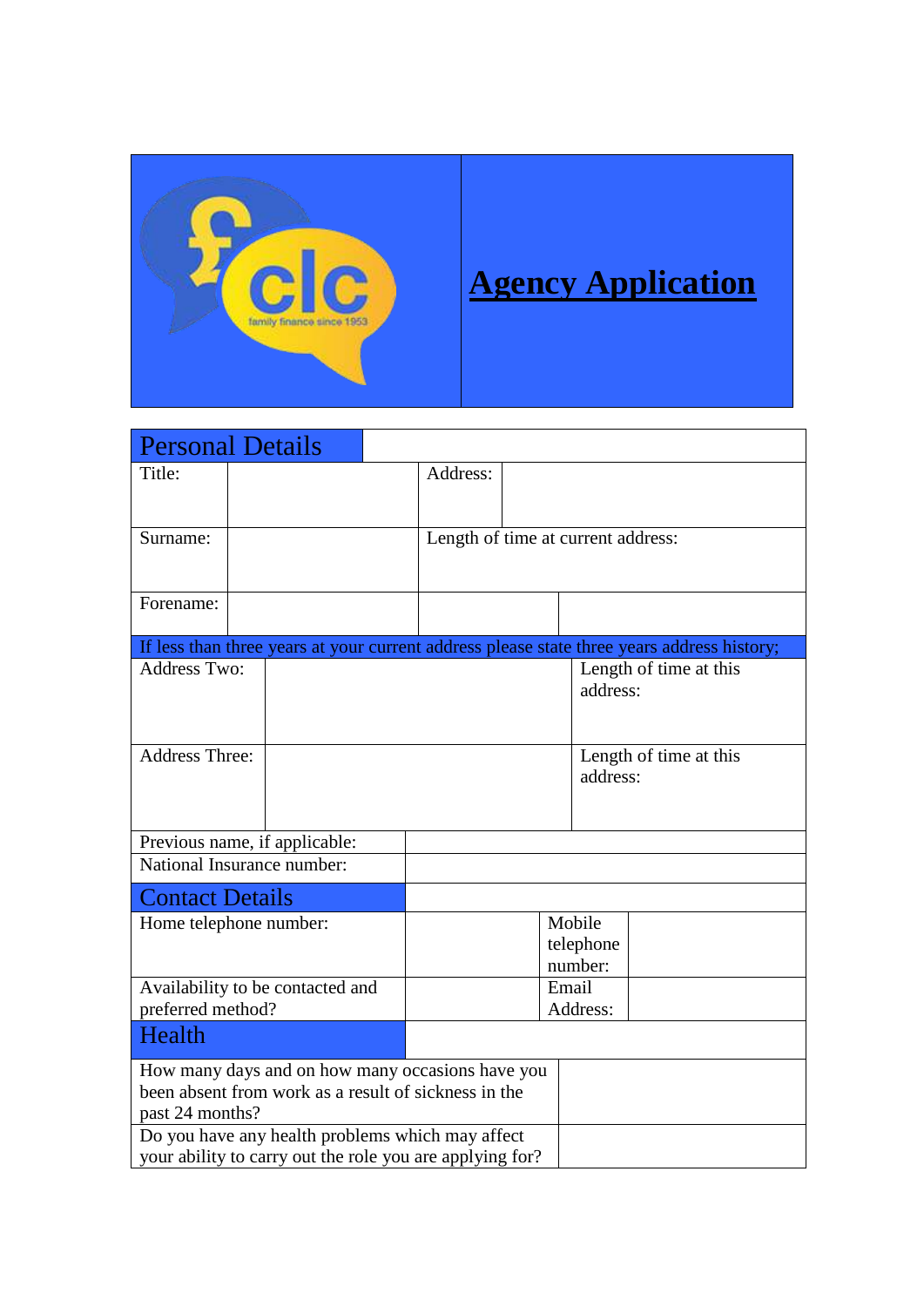# Agency Application

## Personal Details

| Title: | | Address: | |
|---|---|---|---|
| Surname: | | Length of time at current address: | |
| Forename: | | | |

If less than three years at your current address please state three years address history;

| Address Two: | | Length of time at this address: | |
|---|---|---|---|
| Address Three: | | Length of time at this address: | |

| Previous name, if applicable: | |
|---|---|
| National Insurance number: | |

## Contact Details

| Home telephone number: | | Mobile telephone number: | |
|---|---|---|---|
| Availability to be contacted and preferred method? | | Email Address: | |

## Health

| How many days and on how many occasions have you been absent from work as a result of sickness in the past 24 months? | |
|---|---|
| Do you have any health problems which may affect your ability to carry out the role you are applying for? | |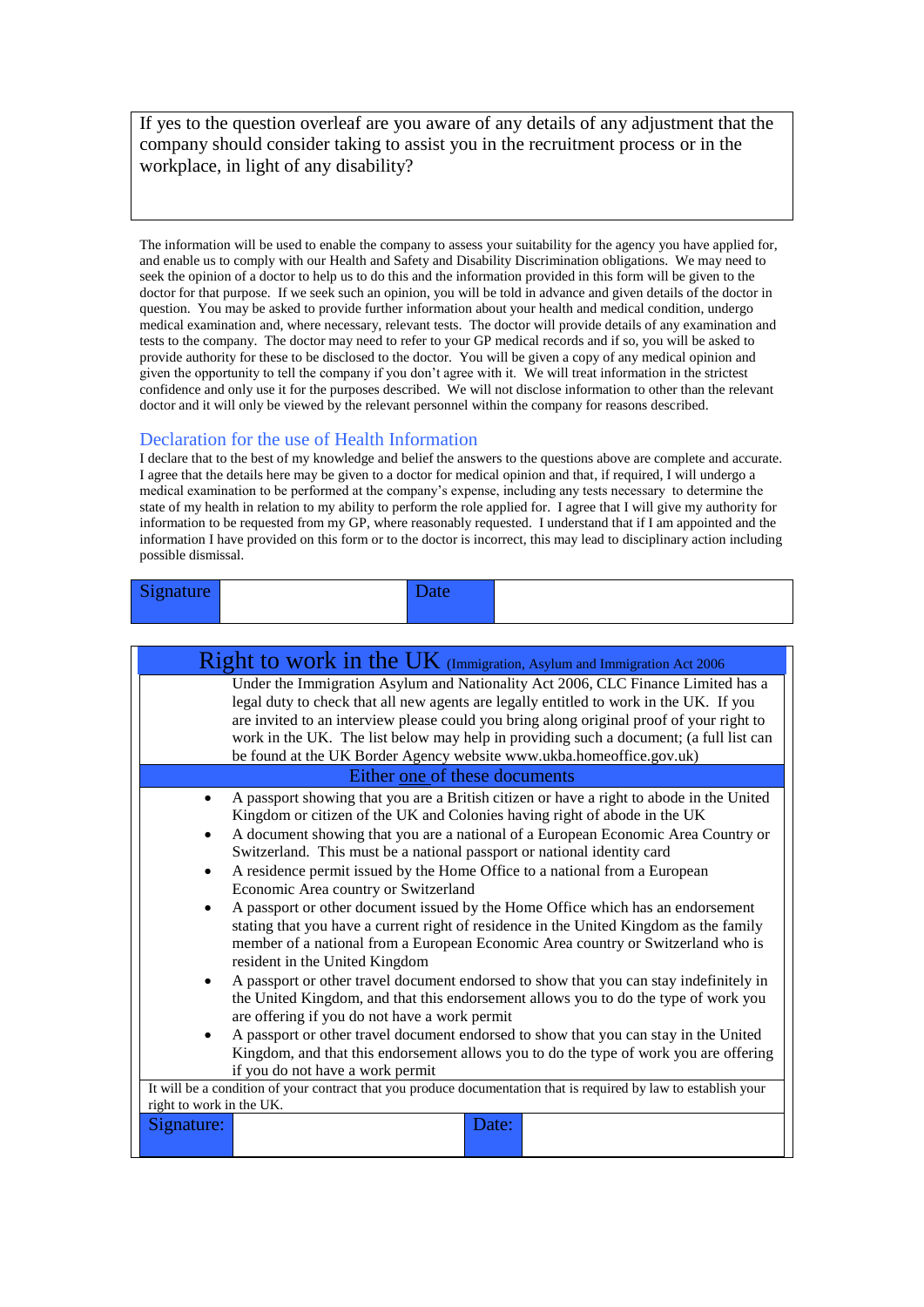| If yes to the question overleaf are you aware of any details of any adjustment that the company should consider taking to assist you in the recruitment process or in the workplace, in light of any disability? |
|---|
| |

The information will be used to enable the company to assess your suitability for the agency you have applied for, and enable us to comply with our Health and Safety and Disability Discrimination obligations. We may need to seek the opinion of a doctor to help us to do this and the information provided in this form will be given to the doctor for that purpose. If we seek such an opinion, you will be told in advance and given details of the doctor in question. You may be asked to provide further information about your health and medical condition, undergo medical examination and, where necessary, relevant tests. The doctor will provide details of any examination and tests to the company. The doctor may need to refer to your GP medical records and if so, you will be asked to provide authority for these to be disclosed to the doctor. You will be given a copy of any medical opinion and given the opportunity to tell the company if you don't agree with it. We will treat information in the strictest confidence and only use it for the purposes described. We will not disclose information to other than the relevant doctor and it will only be viewed by the relevant personnel within the company for reasons described.

## Declaration for the use of Health Information

I declare that to the best of my knowledge and belief the answers to the questions above are complete and accurate. I agree that the details here may be given to a doctor for medical opinion and that, if required, I will undergo a medical examination to be performed at the company's expense, including any tests necessary to determine the state of my health in relation to my ability to perform the role applied for. I agree that I will give my authority for information to be requested from my GP, where reasonably requested. I understand that if I am appointed and the information I have provided on this form or to the doctor is incorrect, this may lead to disciplinary action including possible dismissal.

| Signature | | Date | |
|---|---|---|---|

## Right to work in the UK (Immigration, Asylum and Immigration Act 2006

Under the Immigration Asylum and Nationality Act 2006, CLC Finance Limited has a legal duty to check that all new agents are legally entitled to work in the UK. If you are invited to an interview please could you bring along original proof of your right to work in the UK. The list below may help in providing such a document; (a full list can be found at the UK Border Agency website www.ukba.homeoffice.gov.uk)

**Either one of these documents**

- A passport showing that you are a British citizen or have a right to abode in the United Kingdom or citizen of the UK and Colonies having right of abode in the UK
- A document showing that you are a national of a European Economic Area Country or Switzerland. This must be a national passport or national identity card
- A residence permit issued by the Home Office to a national from a European Economic Area country or Switzerland
- A passport or other document issued by the Home Office which has an endorsement stating that you have a current right of residence in the United Kingdom as the family member of a national from a European Economic Area country or Switzerland who is resident in the United Kingdom
- A passport or other travel document endorsed to show that you can stay indefinitely in the United Kingdom, and that this endorsement allows you to do the type of work you are offering if you do not have a work permit
- A passport or other travel document endorsed to show that you can stay in the United Kingdom, and that this endorsement allows you to do the type of work you are offering if you do not have a work permit

It will be a condition of your contract that you produce documentation that is required by law to establish your right to work in the UK.

| Signature: | | Date: | |
|---|---|---|---|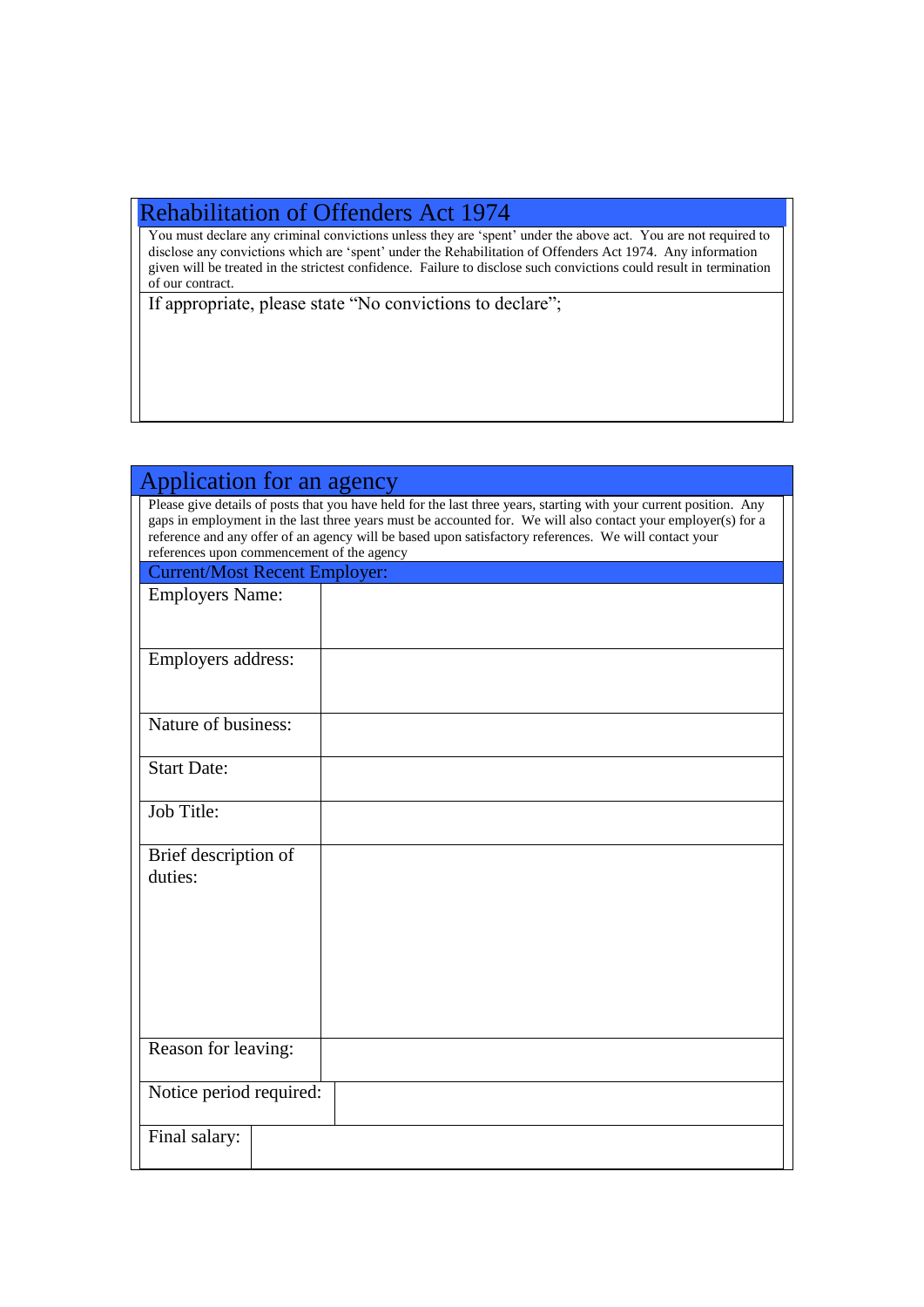## Rehabilitation of Offenders Act 1974

You must declare any criminal convictions unless they are 'spent' under the above act. You are not required to disclose any convictions which are 'spent' under the Rehabilitation of Offenders Act 1974. Any information given will be treated in the strictest confidence. Failure to disclose such convictions could result in termination of our contract.

If appropriate, please state "No convictions to declare";

## Application for an agency

Please give details of posts that you have held for the last three years, starting with your current position. Any gaps in employment in the last three years must be accounted for. We will also contact your employer(s) for a reference and any offer of an agency will be based upon satisfactory references. We will contact your references upon commencement of the agency

### Current/Most Recent Employer:

| | |
|---|---|
| Employers Name: | |
| Employers address: | |
| Nature of business: | |
| Start Date: | |
| Job Title: | |
| Brief description of duties: | |
| Reason for leaving: | |
| Notice period required: | |
| Final salary: | |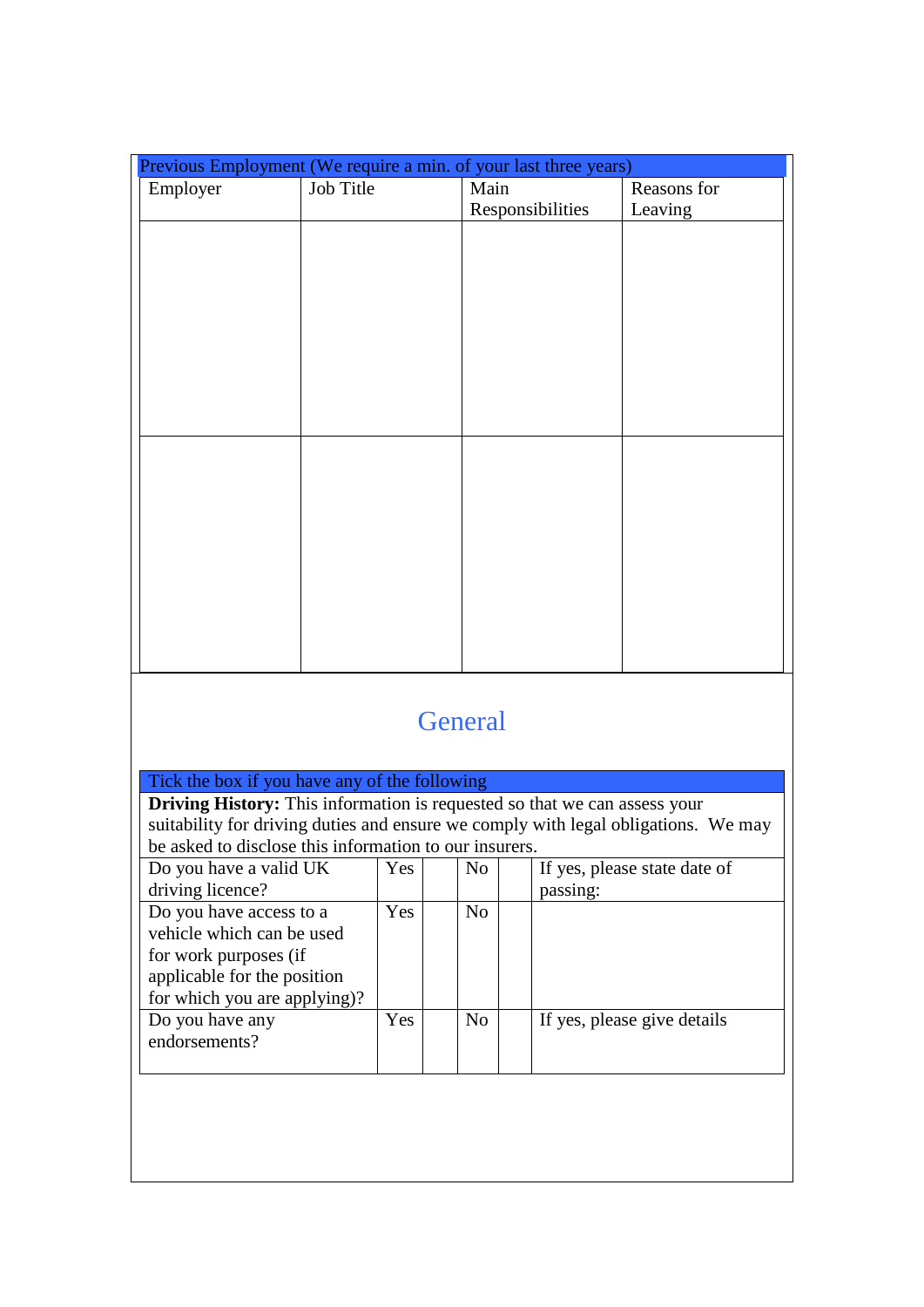| Previous Employment (We require a min. of your last three years) | | | |
|---|---|---|---|
| Employer | Job Title | Main Responsibilities | Reasons for Leaving |
| | | | |
| | | | |

## General

| Tick the box if you have any of the following | | | | | |
|---|---|---|---|---|---|
| **Driving History:** This information is requested so that we can assess your suitability for driving duties and ensure we comply with legal obligations. We may be asked to disclose this information to our insurers. | | | | | |
| Do you have a valid UK driving licence? | Yes | | No | | If yes, please state date of passing: |
| Do you have access to a vehicle which can be used for work purposes (if applicable for the position for which you are applying)? | Yes | | No | | |
| Do you have any endorsements? | Yes | | No | | If yes, please give details |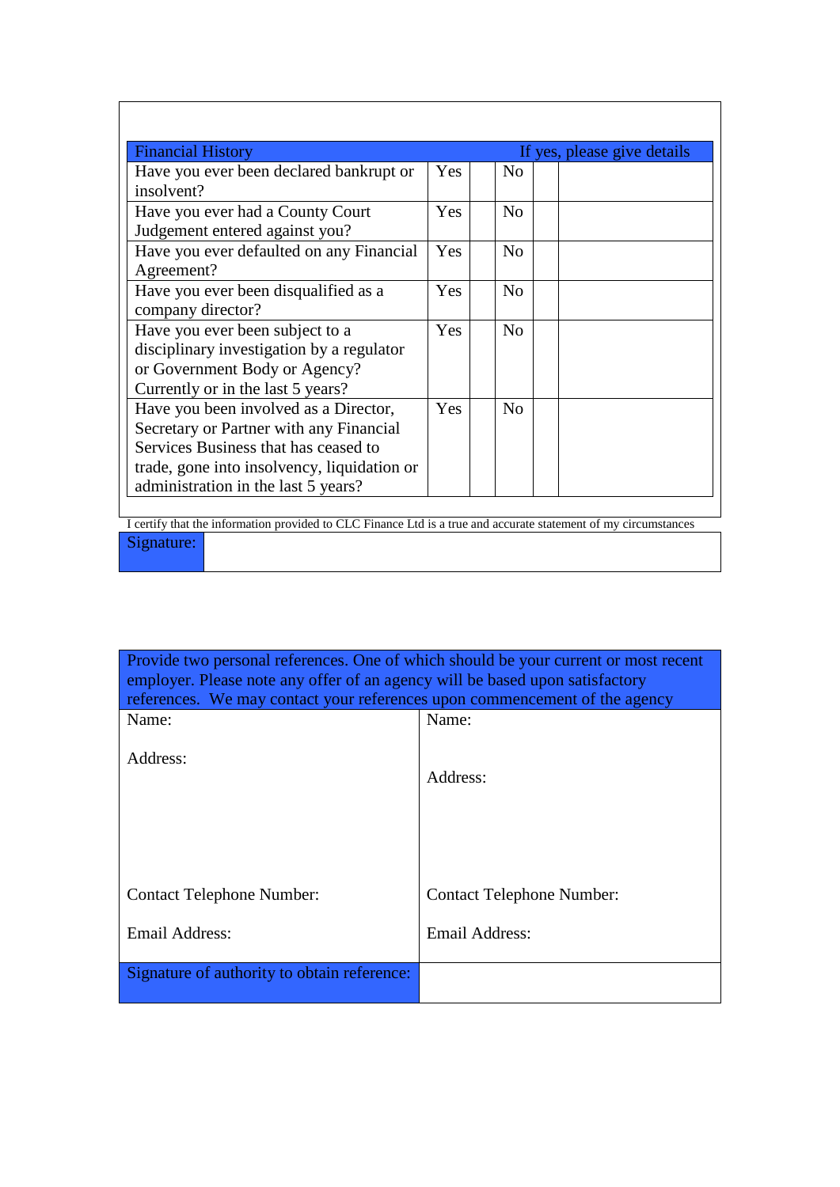| Financial History | | | | | If yes, please give details |
|---|---|---|---|---|---|
| Have you ever been declared bankrupt or insolvent? | Yes | | No | | |
| Have you ever had a County Court Judgement entered against you? | Yes | | No | | |
| Have you ever defaulted on any Financial Agreement? | Yes | | No | | |
| Have you ever been disqualified as a company director? | Yes | | No | | |
| Have you ever been subject to a disciplinary investigation by a regulator or Government Body or Agency? Currently or in the last 5 years? | Yes | | No | | |
| Have you been involved as a Director, Secretary or Partner with any Financial Services Business that has ceased to trade, gone into insolvency, liquidation or administration in the last 5 years? | Yes | | No | | |

I certify that the information provided to CLC Finance Ltd is a true and accurate statement of my circumstances

| Signature: | |
|---|---|

| Provide two personal references. One of which should be your current or most recent employer. Please note any offer of an agency will be based upon satisfactory references. We may contact your references upon commencement of the agency | |
|---|---|
| Name:<br><br>Address:<br><br><br><br><br>Contact Telephone Number:<br><br>Email Address: | Name:<br><br>Address:<br><br><br><br><br>Contact Telephone Number:<br><br>Email Address: |
| Signature of authority to obtain reference: | |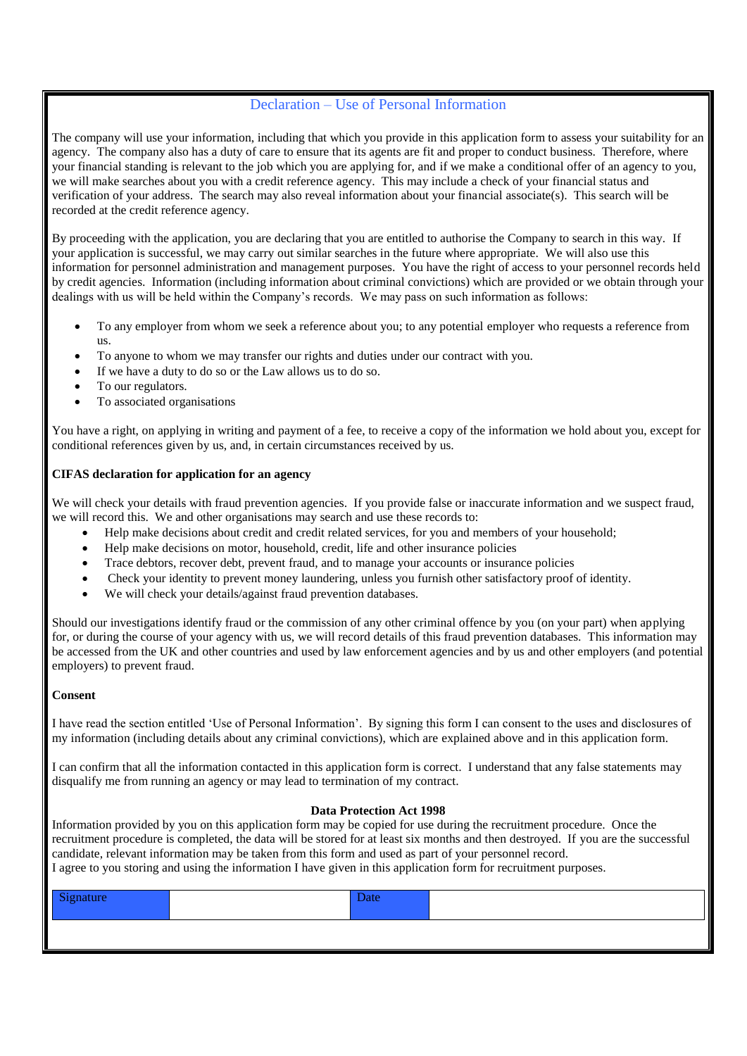## Declaration – Use of Personal Information

The company will use your information, including that which you provide in this application form to assess your suitability for an agency. The company also has a duty of care to ensure that its agents are fit and proper to conduct business. Therefore, where your financial standing is relevant to the job which you are applying for, and if we make a conditional offer of an agency to you, we will make searches about you with a credit reference agency. This may include a check of your financial status and verification of your address. The search may also reveal information about your financial associate(s). This search will be recorded at the credit reference agency.

By proceeding with the application, you are declaring that you are entitled to authorise the Company to search in this way. If your application is successful, we may carry out similar searches in the future where appropriate. We will also use this information for personnel administration and management purposes. You have the right of access to your personnel records held by credit agencies. Information (including information about criminal convictions) which are provided or we obtain through your dealings with us will be held within the Company's records. We may pass on such information as follows:

- To any employer from whom we seek a reference about you; to any potential employer who requests a reference from us.
- To anyone to whom we may transfer our rights and duties under our contract with you.
- If we have a duty to do so or the Law allows us to do so.
- To our regulators.
- To associated organisations

You have a right, on applying in writing and payment of a fee, to receive a copy of the information we hold about you, except for conditional references given by us, and, in certain circumstances received by us.

**CIFAS declaration for application for an agency**

We will check your details with fraud prevention agencies. If you provide false or inaccurate information and we suspect fraud, we will record this. We and other organisations may search and use these records to:

- Help make decisions about credit and credit related services, for you and members of your household;
- Help make decisions on motor, household, credit, life and other insurance policies
- Trace debtors, recover debt, prevent fraud, and to manage your accounts or insurance policies
- Check your identity to prevent money laundering, unless you furnish other satisfactory proof of identity.
- We will check your details/against fraud prevention databases.

Should our investigations identify fraud or the commission of any other criminal offence by you (on your part) when applying for, or during the course of your agency with us, we will record details of this fraud prevention databases. This information may be accessed from the UK and other countries and used by law enforcement agencies and by us and other employers (and potential employers) to prevent fraud.

**Consent**

I have read the section entitled 'Use of Personal Information'. By signing this form I can consent to the uses and disclosures of my information (including details about any criminal convictions), which are explained above and in this application form.

I can confirm that all the information contacted in this application form is correct. I understand that any false statements may disqualify me from running an agency or may lead to termination of my contract.

**Data Protection Act 1998**

Information provided by you on this application form may be copied for use during the recruitment procedure. Once the recruitment procedure is completed, the data will be stored for at least six months and then destroyed. If you are the successful candidate, relevant information may be taken from this form and used as part of your personnel record.
I agree to you storing and using the information I have given in this application form for recruitment purposes.

| Signature | | Date | |
|---|---|---|---|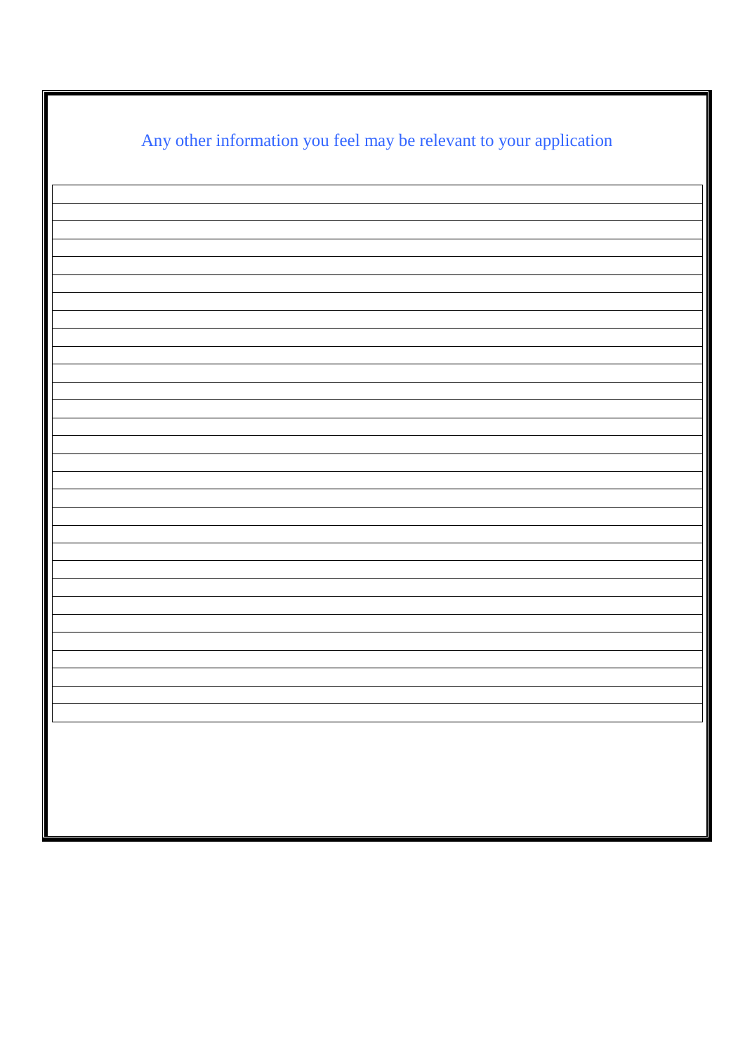Any other information you feel may be relevant to your application